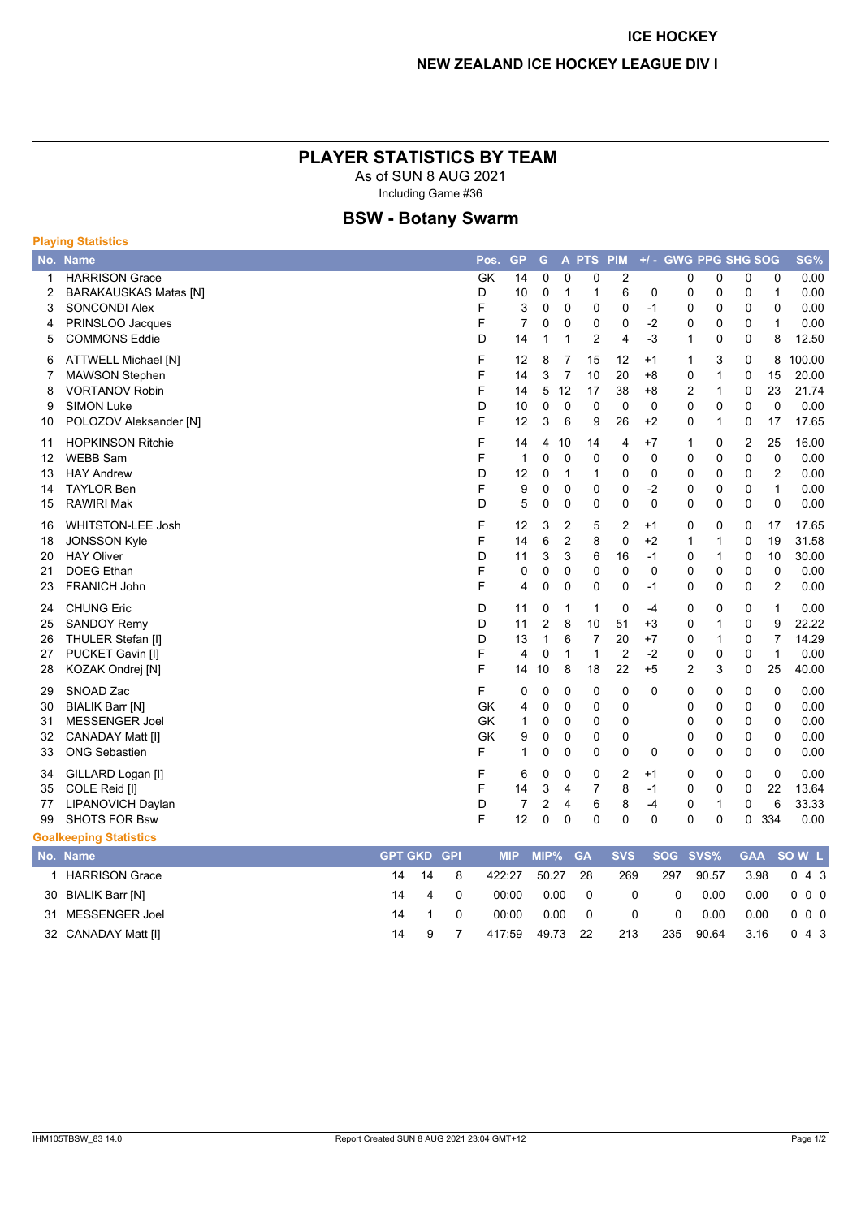ICE HOCKEY

NEW ZEALAND ICE HOCKEY LEAGUE DIV I

# PLAYER STATISTICS BY TEAM

As of SUN 8 AUG 2021

Including Game #36

## BSW - Botany Swarm

### Playing Statistics

| No. | Name | Pos. | GP | G | A | PTS | PIM | +/- | GWG | PPG | SHG | SOG | SG% |
|---|---|---|---|---|---|---|---|---|---|---|---|---|---|
| 1 | HARRISON Grace | GK | 14 | 0 | 0 | 0 | 2 | | 0 | 0 | 0 | 0 | 0.00 |
| 2 | BARAKAUSKAS Matas [N] | D | 10 | 0 | 1 | 1 | 6 | 0 | 0 | 0 | 0 | 1 | 0.00 |
| 3 | SONCONDI Alex | F | 3 | 0 | 0 | 0 | 0 | -1 | 0 | 0 | 0 | 0 | 0.00 |
| 4 | PRINSLOO Jacques | F | 7 | 0 | 0 | 0 | 0 | -2 | 0 | 0 | 0 | 1 | 0.00 |
| 5 | COMMONS Eddie | D | 14 | 1 | 1 | 2 | 4 | -3 | 1 | 0 | 0 | 8 | 12.50 |
| 6 | ATTWELL Michael [N] | F | 12 | 8 | 7 | 15 | 12 | +1 | 1 | 3 | 0 | 8 | 100.00 |
| 7 | MAWSON Stephen | F | 14 | 3 | 7 | 10 | 20 | +8 | 0 | 1 | 0 | 15 | 20.00 |
| 8 | VORTANOV Robin | F | 14 | 5 | 12 | 17 | 38 | +8 | 2 | 1 | 0 | 23 | 21.74 |
| 9 | SIMON Luke | D | 10 | 0 | 0 | 0 | 0 | 0 | 0 | 0 | 0 | 0 | 0.00 |
| 10 | POLOZOV Aleksander [N] | F | 12 | 3 | 6 | 9 | 26 | +2 | 0 | 1 | 0 | 17 | 17.65 |
| 11 | HOPKINSON Ritchie | F | 14 | 4 | 10 | 14 | 4 | +7 | 1 | 0 | 2 | 25 | 16.00 |
| 12 | WEBB Sam | F | 1 | 0 | 0 | 0 | 0 | 0 | 0 | 0 | 0 | 0 | 0.00 |
| 13 | HAY Andrew | D | 12 | 0 | 1 | 1 | 0 | 0 | 0 | 0 | 0 | 2 | 0.00 |
| 14 | TAYLOR Ben | F | 9 | 0 | 0 | 0 | 0 | -2 | 0 | 0 | 0 | 1 | 0.00 |
| 15 | RAWIRI Mak | D | 5 | 0 | 0 | 0 | 0 | 0 | 0 | 0 | 0 | 0 | 0.00 |
| 16 | WHITSTON-LEE Josh | F | 12 | 3 | 2 | 5 | 2 | +1 | 0 | 0 | 0 | 17 | 17.65 |
| 18 | JONSSON Kyle | F | 14 | 6 | 2 | 8 | 0 | +2 | 1 | 1 | 0 | 19 | 31.58 |
| 20 | HAY Oliver | D | 11 | 3 | 3 | 6 | 16 | -1 | 0 | 1 | 0 | 10 | 30.00 |
| 21 | DOEG Ethan | F | 0 | 0 | 0 | 0 | 0 | 0 | 0 | 0 | 0 | 0 | 0.00 |
| 23 | FRANICH John | F | 4 | 0 | 0 | 0 | 0 | -1 | 0 | 0 | 0 | 2 | 0.00 |
| 24 | CHUNG Eric | D | 11 | 0 | 1 | 1 | 0 | -4 | 0 | 0 | 0 | 1 | 0.00 |
| 25 | SANDOY Remy | D | 11 | 2 | 8 | 10 | 51 | +3 | 0 | 1 | 0 | 9 | 22.22 |
| 26 | THULER Stefan [I] | D | 13 | 1 | 6 | 7 | 20 | +7 | 0 | 1 | 0 | 7 | 14.29 |
| 27 | PUCKET Gavin [I] | F | 4 | 0 | 1 | 1 | 2 | -2 | 0 | 0 | 0 | 1 | 0.00 |
| 28 | KOZAK Ondrej [N] | F | 14 | 10 | 8 | 18 | 22 | +5 | 2 | 3 | 0 | 25 | 40.00 |
| 29 | SNOAD Zac | F | 0 | 0 | 0 | 0 | 0 | 0 | 0 | 0 | 0 | 0 | 0.00 |
| 30 | BIALIK Barr [N] | GK | 4 | 0 | 0 | 0 | 0 | | 0 | 0 | 0 | 0 | 0.00 |
| 31 | MESSENGER Joel | GK | 1 | 0 | 0 | 0 | 0 | | 0 | 0 | 0 | 0 | 0.00 |
| 32 | CANADAY Matt [I] | GK | 9 | 0 | 0 | 0 | 0 | | 0 | 0 | 0 | 0 | 0.00 |
| 33 | ONG Sebastien | F | 1 | 0 | 0 | 0 | 0 | 0 | 0 | 0 | 0 | 0 | 0.00 |
| 34 | GILLARD Logan [I] | F | 6 | 0 | 0 | 0 | 2 | +1 | 0 | 0 | 0 | 0 | 0.00 |
| 35 | COLE Reid [I] | F | 14 | 3 | 4 | 7 | 8 | -1 | 0 | 0 | 0 | 22 | 13.64 |
| 77 | LIPANOVICH Daylan | D | 7 | 2 | 4 | 6 | 8 | -4 | 0 | 1 | 0 | 6 | 33.33 |
| 99 | SHOTS FOR Bsw | F | 12 | 0 | 0 | 0 | 0 | 0 | 0 | 0 | 0 | 334 | 0.00 |

### Goalkeeping Statistics

| No. | Name | GPT | GKD | GPI | MIP | MIP% | GA | SVS | SOG | SVS% | GAA | SO | W | L |
|---|---|---|---|---|---|---|---|---|---|---|---|---|---|---|
| 1 | HARRISON Grace | 14 | 14 | 8 | 422:27 | 50.27 | 28 | 269 | 297 | 90.57 | 3.98 | 0 | 4 | 3 |
| 30 | BIALIK Barr [N] | 14 | 4 | 0 | 00:00 | 0.00 | 0 | 0 | 0 | 0.00 | 0.00 | 0 | 0 | 0 |
| 31 | MESSENGER Joel | 14 | 1 | 0 | 00:00 | 0.00 | 0 | 0 | 0 | 0.00 | 0.00 | 0 | 0 | 0 |
| 32 | CANADAY Matt [I] | 14 | 9 | 7 | 417:59 | 49.73 | 22 | 213 | 235 | 90.64 | 3.16 | 0 | 4 | 3 |

IHM105TBSW_83 14.0 Report Created SUN 8 AUG 2021 23:04 GMT+12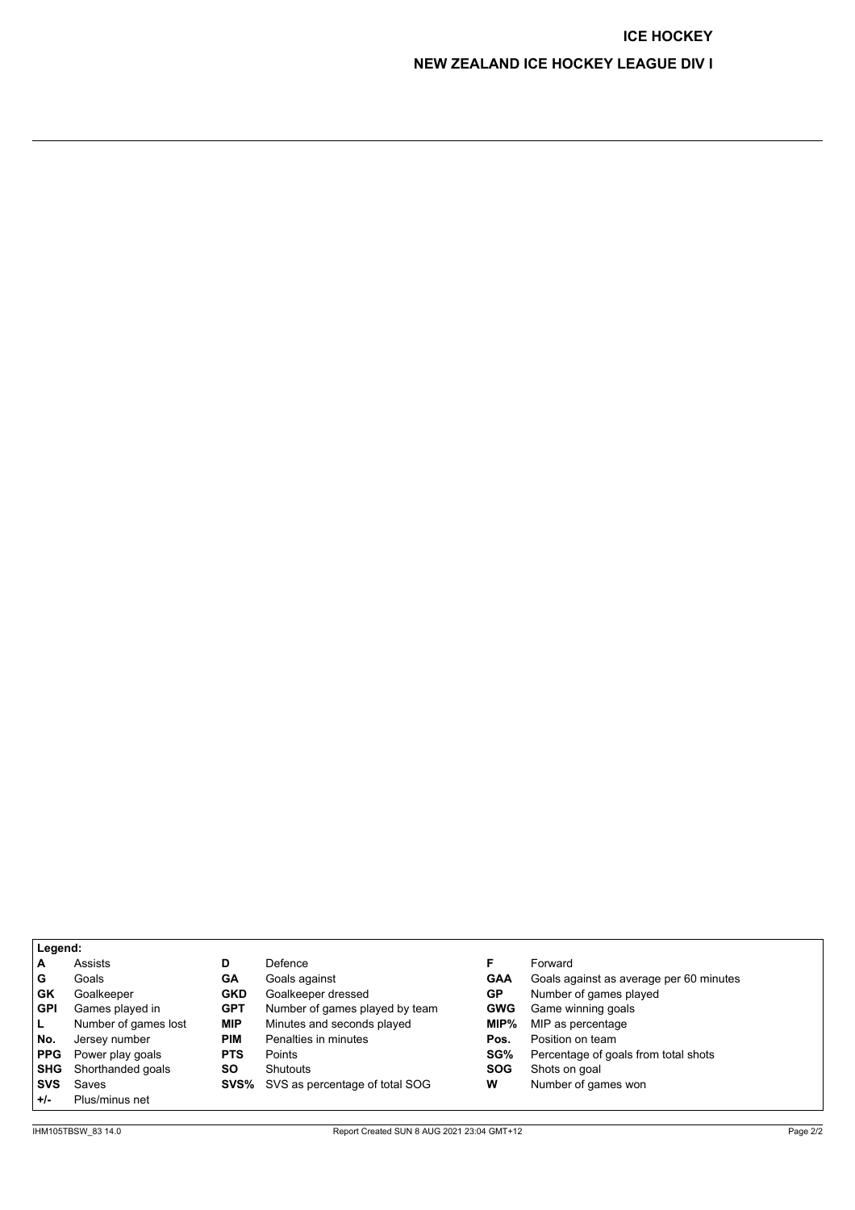**Legend:**

| | | | | | | | |
|---|---|---|---|---|---|---|---|
| **A** | Assists | **D** | Defence | **F** | Forward |
| **G** | Goals | **GA** | Goals against | **GAA** | Goals against as average per 60 minutes |
| **GK** | Goalkeeper | **GKD** | Goalkeeper dressed | **GP** | Number of games played |
| **GPI** | Games played in | **GPT** | Number of games played by team | **GWG** | Game winning goals |
| **L** | Number of games lost | **MIP** | Minutes and seconds played | **MIP%** | MIP as percentage |
| **No.** | Jersey number | **PIM** | Penalties in minutes | **Pos.** | Position on team |
| **PPG** | Power play goals | **PTS** | Points | **SG%** | Percentage of goals from total shots |
| **SHG** | Shorthanded goals | **SO** | Shutouts | **SOG** | Shots on goal |
| **SVS** | Saves | **SVS%** | SVS as percentage of total SOG | **W** | Number of games won |
| **+/-** | Plus/minus net | | | | |

IHM105TBSW_83 14.0

Report Created SUN 8 AUG 2021 23:04 GMT+12